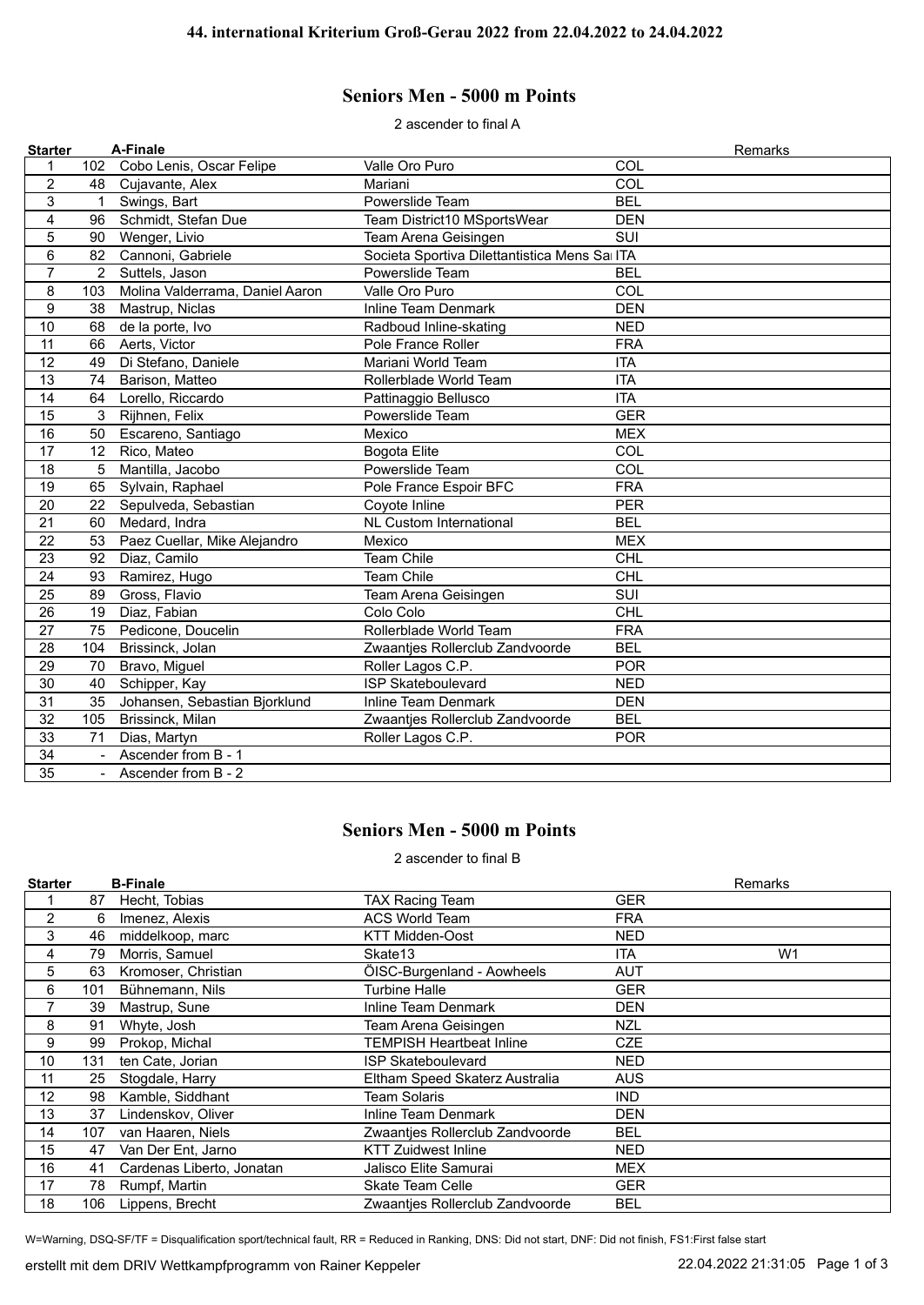# 44. international Kriterium Groß-Gerau 2022 from 22.04.2022 to 24.04.2022

## Seniors Men - 5000 m Points

2 ascender to final A

| Starter | | A-Finale | | | Remarks |
|---|---|---|---|---|---|
| 1 | 102 | Cobo Lenis, Oscar Felipe | Valle Oro Puro | COL | |
| 2 | 48 | Cujavante, Alex | Mariani | COL | |
| 3 | 1 | Swings, Bart | Powerslide Team | BEL | |
| 4 | 96 | Schmidt, Stefan Due | Team District10 MSportsWear | DEN | |
| 5 | 90 | Wenger, Livio | Team Arena Geisingen | SUI | |
| 6 | 82 | Cannoni, Gabriele | Societa Sportiva Dilettantistica Mens Sa | ITA | |
| 7 | 2 | Suttels, Jason | Powerslide Team | BEL | |
| 8 | 103 | Molina Valderrama, Daniel Aaron | Valle Oro Puro | COL | |
| 9 | 38 | Mastrup, Niclas | Inline Team Denmark | DEN | |
| 10 | 68 | de la porte, Ivo | Radboud Inline-skating | NED | |
| 11 | 66 | Aerts, Victor | Pole France Roller | FRA | |
| 12 | 49 | Di Stefano, Daniele | Mariani World Team | ITA | |
| 13 | 74 | Barison, Matteo | Rollerblade World Team | ITA | |
| 14 | 64 | Lorello, Riccardo | Pattinaggio Bellusco | ITA | |
| 15 | 3 | Rijhnen, Felix | Powerslide Team | GER | |
| 16 | 50 | Escareno, Santiago | Mexico | MEX | |
| 17 | 12 | Rico, Mateo | Bogota Elite | COL | |
| 18 | 5 | Mantilla, Jacobo | Powerslide Team | COL | |
| 19 | 65 | Sylvain, Raphael | Pole France Espoir BFC | FRA | |
| 20 | 22 | Sepulveda, Sebastian | Coyote Inline | PER | |
| 21 | 60 | Medard, Indra | NL Custom International | BEL | |
| 22 | 53 | Paez Cuellar, Mike Alejandro | Mexico | MEX | |
| 23 | 92 | Diaz, Camilo | Team Chile | CHL | |
| 24 | 93 | Ramirez, Hugo | Team Chile | CHL | |
| 25 | 89 | Gross, Flavio | Team Arena Geisingen | SUI | |
| 26 | 19 | Diaz, Fabian | Colo Colo | CHL | |
| 27 | 75 | Pedicone, Doucelin | Rollerblade World Team | FRA | |
| 28 | 104 | Brissinck, Jolan | Zwaantjes Rollerclub Zandvoorde | BEL | |
| 29 | 70 | Bravo, Miguel | Roller Lagos C.P. | POR | |
| 30 | 40 | Schipper, Kay | ISP Skateboulevard | NED | |
| 31 | 35 | Johansen, Sebastian Bjorklund | Inline Team Denmark | DEN | |
| 32 | 105 | Brissinck, Milan | Zwaantjes Rollerclub Zandvoorde | BEL | |
| 33 | 71 | Dias, Martyn | Roller Lagos C.P. | POR | |
| 34 | - | Ascender from B - 1 | | | |
| 35 | - | Ascender from B - 2 | | | |

## Seniors Men - 5000 m Points

2 ascender to final B

| Starter | | B-Finale | | | Remarks |
|---|---|---|---|---|---|
| 1 | 87 | Hecht, Tobias | TAX Racing Team | GER | |
| 2 | 6 | Imenez, Alexis | ACS World Team | FRA | |
| 3 | 46 | middelkoop, marc | KTT Midden-Oost | NED | |
| 4 | 79 | Morris, Samuel | Skate13 | ITA | W1 |
| 5 | 63 | Kromoser, Christian | ÖISC-Burgenland - Aowheels | AUT | |
| 6 | 101 | Bühnemann, Nils | Turbine Halle | GER | |
| 7 | 39 | Mastrup, Sune | Inline Team Denmark | DEN | |
| 8 | 91 | Whyte, Josh | Team Arena Geisingen | NZL | |
| 9 | 99 | Prokop, Michal | TEMPISH Heartbeat Inline | CZE | |
| 10 | 131 | ten Cate, Jorian | ISP Skateboulevard | NED | |
| 11 | 25 | Stogdale, Harry | Eltham Speed Skaterz Australia | AUS | |
| 12 | 98 | Kamble, Siddhant | Team Solaris | IND | |
| 13 | 37 | Lindenskov, Oliver | Inline Team Denmark | DEN | |
| 14 | 107 | van Haaren, Niels | Zwaantjes Rollerclub Zandvoorde | BEL | |
| 15 | 47 | Van Der Ent, Jarno | KTT Zuidwest Inline | NED | |
| 16 | 41 | Cardenas Liberto, Jonatan | Jalisco Elite Samurai | MEX | |
| 17 | 78 | Rumpf, Martin | Skate Team Celle | GER | |
| 18 | 106 | Lippens, Brecht | Zwaantjes Rollerclub Zandvoorde | BEL | |

W=Warning, DSQ-SF/TF = Disqualification sport/technical fault, RR = Reduced in Ranking, DNS: Did not start, DNF: Did not finish, FS1:First false start

erstellt mit dem DRIV Wettkampfprogramm von Rainer Keppeler 22.04.2022 21:31:05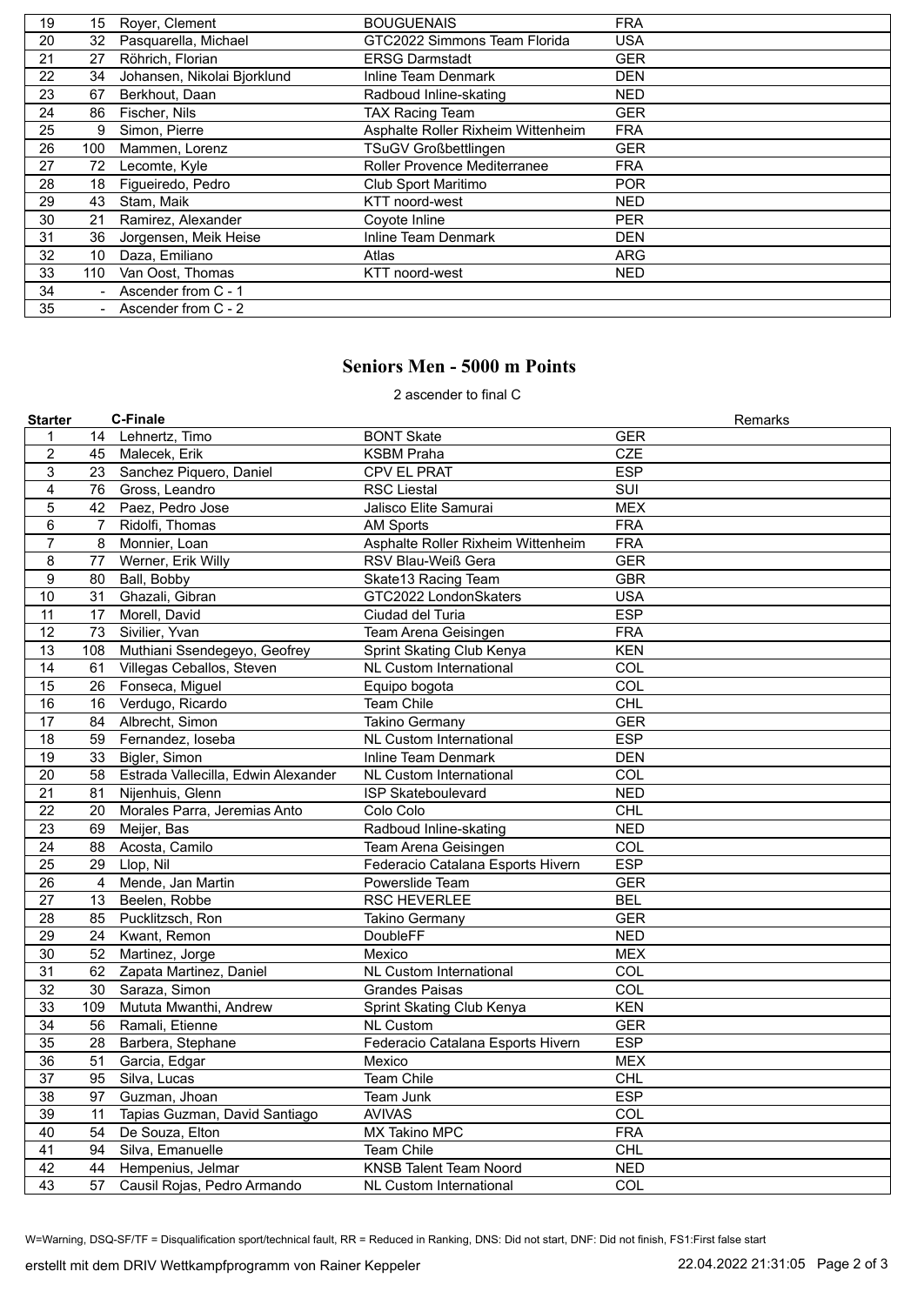| | | | | |
|---|---|---|---|---|
| 19 | 15 | Royer, Clement | BOUGUENAIS | FRA |
| 20 | 32 | Pasquarella, Michael | GTC2022 Simmons Team Florida | USA |
| 21 | 27 | Röhrich, Florian | ERSG Darmstadt | GER |
| 22 | 34 | Johansen, Nikolai Bjorklund | Inline Team Denmark | DEN |
| 23 | 67 | Berkhout, Daan | Radboud Inline-skating | NED |
| 24 | 86 | Fischer, Nils | TAX Racing Team | GER |
| 25 | 9 | Simon, Pierre | Asphalte Roller Rixheim Wittenheim | FRA |
| 26 | 100 | Mammen, Lorenz | TSuGV Großbettlingen | GER |
| 27 | 72 | Lecomte, Kyle | Roller Provence Mediterranee | FRA |
| 28 | 18 | Figueiredo, Pedro | Club Sport Maritimo | POR |
| 29 | 43 | Stam, Maik | KTT noord-west | NED |
| 30 | 21 | Ramirez, Alexander | Coyote Inline | PER |
| 31 | 36 | Jorgensen, Meik Heise | Inline Team Denmark | DEN |
| 32 | 10 | Daza, Emiliano | Atlas | ARG |
| 33 | 110 | Van Oost, Thomas | KTT noord-west | NED |
| 34 | - | Ascender from C - 1 | | |
| 35 | - | Ascender from C - 2 | | |

## Seniors Men - 5000 m Points

2 ascender to final C

| Starter | | C-Finale | | | Remarks |
|---|---|---|---|---|---|
| 1 | 14 | Lehnertz, Timo | BONT Skate | GER | |
| 2 | 45 | Malecek, Erik | KSBM Praha | CZE | |
| 3 | 23 | Sanchez Piquero, Daniel | CPV EL PRAT | ESP | |
| 4 | 76 | Gross, Leandro | RSC Liestal | SUI | |
| 5 | 42 | Paez, Pedro Jose | Jalisco Elite Samurai | MEX | |
| 6 | 7 | Ridolfi, Thomas | AM Sports | FRA | |
| 7 | 8 | Monnier, Loan | Asphalte Roller Rixheim Wittenheim | FRA | |
| 8 | 77 | Werner, Erik Willy | RSV Blau-Weiß Gera | GER | |
| 9 | 80 | Ball, Bobby | Skate13 Racing Team | GBR | |
| 10 | 31 | Ghazali, Gibran | GTC2022 LondonSkaters | USA | |
| 11 | 17 | Morell, David | Ciudad del Turia | ESP | |
| 12 | 73 | Sivilier, Yvan | Team Arena Geisingen | FRA | |
| 13 | 108 | Muthiani Ssendegeyo, Geofrey | Sprint Skating Club Kenya | KEN | |
| 14 | 61 | Villegas Ceballos, Steven | NL Custom International | COL | |
| 15 | 26 | Fonseca, Miguel | Equipo bogota | COL | |
| 16 | 16 | Verdugo, Ricardo | Team Chile | CHL | |
| 17 | 84 | Albrecht, Simon | Takino Germany | GER | |
| 18 | 59 | Fernandez, Ioseba | NL Custom International | ESP | |
| 19 | 33 | Bigler, Simon | Inline Team Denmark | DEN | |
| 20 | 58 | Estrada Vallecilla, Edwin Alexander | NL Custom International | COL | |
| 21 | 81 | Nijenhuis, Glenn | ISP Skateboulevard | NED | |
| 22 | 20 | Morales Parra, Jeremias Anto | Colo Colo | CHL | |
| 23 | 69 | Meijer, Bas | Radboud Inline-skating | NED | |
| 24 | 88 | Acosta, Camilo | Team Arena Geisingen | COL | |
| 25 | 29 | Llop, Nil | Federacio Catalana Esports Hivern | ESP | |
| 26 | 4 | Mende, Jan Martin | Powerslide Team | GER | |
| 27 | 13 | Beelen, Robbe | RSC HEVERLEE | BEL | |
| 28 | 85 | Pucklitzsch, Ron | Takino Germany | GER | |
| 29 | 24 | Kwant, Remon | DoubleFF | NED | |
| 30 | 52 | Martinez, Jorge | Mexico | MEX | |
| 31 | 62 | Zapata Martinez, Daniel | NL Custom International | COL | |
| 32 | 30 | Saraza, Simon | Grandes Paisas | COL | |
| 33 | 109 | Mututa Mwanthi, Andrew | Sprint Skating Club Kenya | KEN | |
| 34 | 56 | Ramali, Etienne | NL Custom | GER | |
| 35 | 28 | Barbera, Stephane | Federacio Catalana Esports Hivern | ESP | |
| 36 | 51 | Garcia, Edgar | Mexico | MEX | |
| 37 | 95 | Silva, Lucas | Team Chile | CHL | |
| 38 | 97 | Guzman, Jhoan | Team Junk | ESP | |
| 39 | 11 | Tapias Guzman, David Santiago | AVIVAS | COL | |
| 40 | 54 | De Souza, Elton | MX Takino MPC | FRA | |
| 41 | 94 | Silva, Emanuelle | Team Chile | CHL | |
| 42 | 44 | Hempenius, Jelmar | KNSB Talent Team Noord | NED | |
| 43 | 57 | Causil Rojas, Pedro Armando | NL Custom International | COL | |

W=Warning, DSQ-SF/TF = Disqualification sport/technical fault, RR = Reduced in Ranking, DNS: Did not start, DNF: Did not finish, FS1:First false start

erstellt mit dem DRIV Wettkampfprogramm von Rainer Keppeler 22.04.2022 21:31:05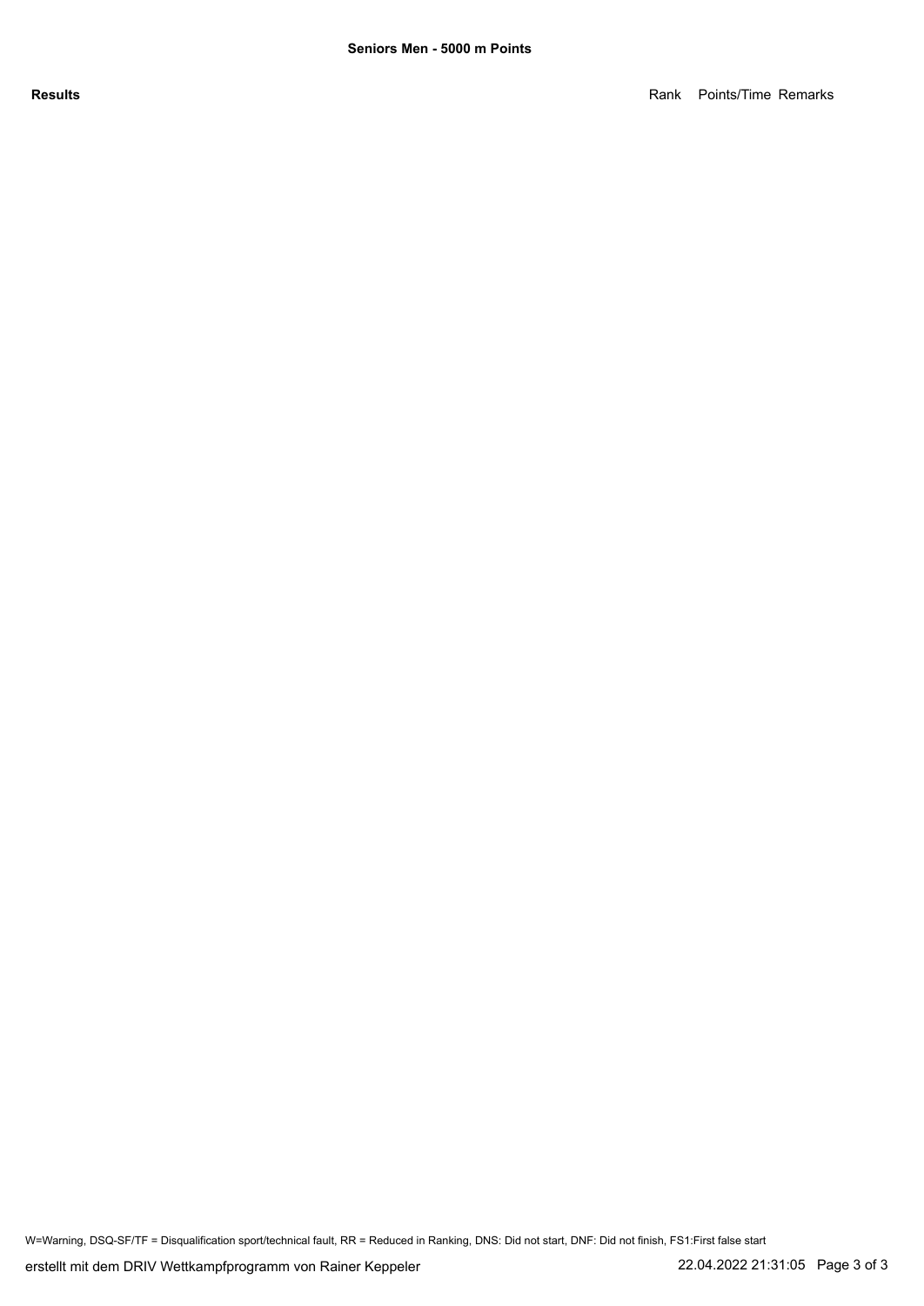**Seniors Men - 5000 m Points**

**Results** Rank Points/Time Remarks

W=Warning, DSQ-SF/TF = Disqualification sport/technical fault, RR = Reduced in Ranking, DNS: Did not start, DNF: Did not finish, FS1:First false start

erstellt mit dem DRIV Wettkampfprogramm von Rainer Keppeler 22.04.2022 21:31:05